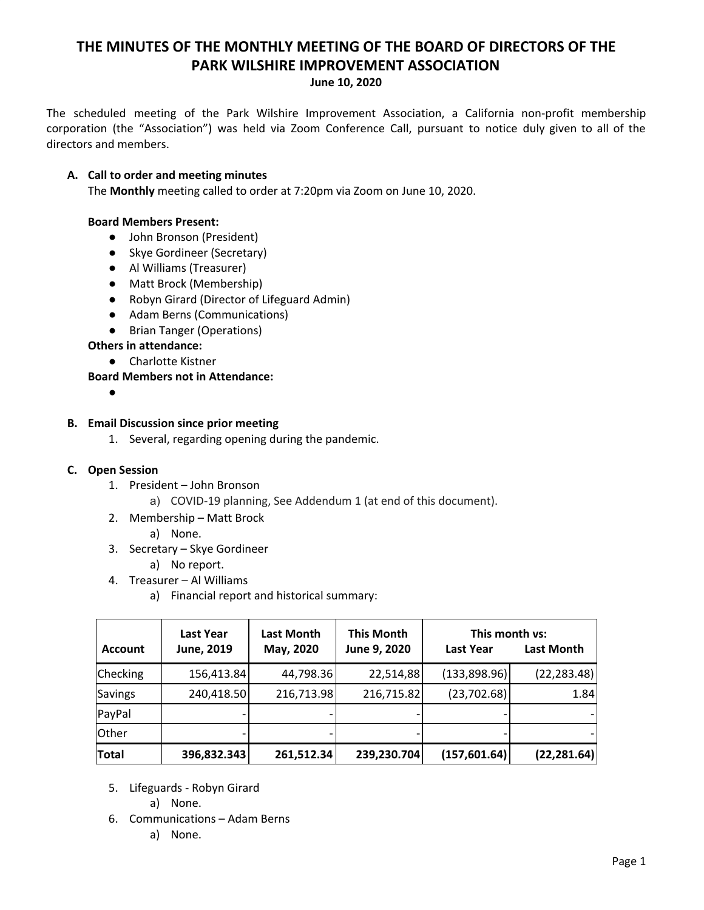# THE MINUTES OF THE MONTHLY MEETING OF THE BOARD OF DIRECTORS OF THE PARK WILSHIRE IMPROVEMENT ASSOCIATION

**June 10, 2020**

The scheduled meeting of the Park Wilshire Improvement Association, a California non-profit membership corporation (the "Association") was held via Zoom Conference Call, pursuant to notice duly given to all of the directors and members.

**A. Call to order and meeting minutes**

The **Monthly** meeting called to order at 7:20pm via Zoom on June 10, 2020.

**Board Members Present:**

- John Bronson (President)
- Skye Gordineer (Secretary)
- Al Williams (Treasurer)
- Matt Brock (Membership)
- Robyn Girard (Director of Lifeguard Admin)
- Adam Berns (Communications)
- Brian Tanger (Operations)

**Others in attendance:**

- Charlotte Kistner

**Board Members not in Attendance:**

-

**B. Email Discussion since prior meeting**

1. Several, regarding opening during the pandemic.

**C. Open Session**

1. President – John Bronson
   a) COVID-19 planning, See Addendum 1 (at end of this document).
2. Membership – Matt Brock
   a) None.
3. Secretary – Skye Gordineer
   a) No report.
4. Treasurer – Al Williams
   a) Financial report and historical summary:

| Account | Last Year June, 2019 | Last Month May, 2020 | This Month June 9, 2020 | This month vs: Last Year | Last Month |
|---|---|---|---|---|---|
| Checking | 156,413.84 | 44,798.36 | 22,514,88 | (133,898.96) | (22,283.48) |
| Savings | 240,418.50 | 216,713.98 | 216,715.82 | (23,702.68) | 1.84 |
| PayPal | - | - | - | - | - |
| Other | - | - | - | - | - |
| **Total** | **396,832.343** | **261,512.34** | **239,230.704** | **(157,601.64)** | **(22,281.64)** |

5. Lifeguards - Robyn Girard
   a) None.
6. Communications – Adam Berns
   a) None.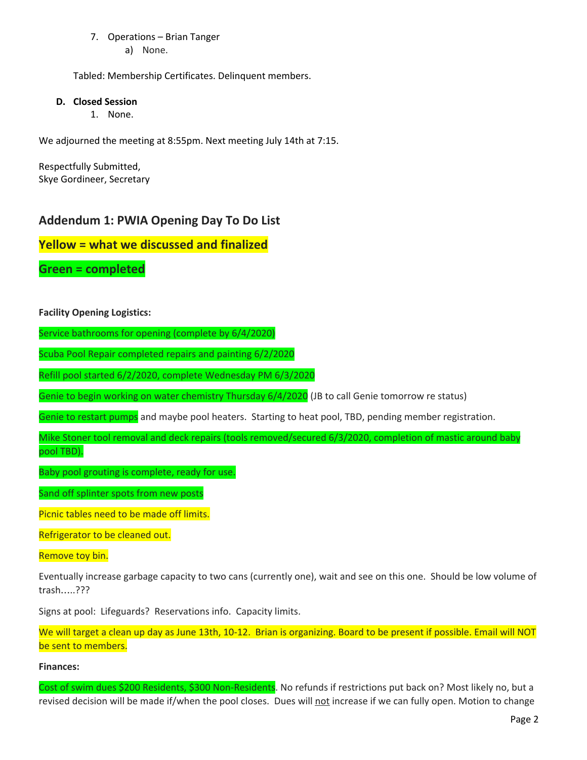7. Operations – Brian Tanger
    a) None.

Tabled: Membership Certificates. Delinquent members.

**D. Closed Session**
1. None.

We adjourned the meeting at 8:55pm. Next meeting July 14th at 7:15.

Respectfully Submitted,
Skye Gordineer, Secretary

## Addendum 1: PWIA Opening Day To Do List

## Yellow = what we discussed and finalized

## Green = completed

**Facility Opening Logistics:**

Service bathrooms for opening (complete by 6/4/2020)

Scuba Pool Repair completed repairs and painting 6/2/2020

Refill pool started 6/2/2020, complete Wednesday PM 6/3/2020

Genie to begin working on water chemistry Thursday 6/4/2020 (JB to call Genie tomorrow re status)

Genie to restart pumps and maybe pool heaters. Starting to heat pool, TBD, pending member registration.

Mike Stoner tool removal and deck repairs (tools removed/secured 6/3/2020, completion of mastic around baby pool TBD).

Baby pool grouting is complete, ready for use.

Sand off splinter spots from new posts

Picnic tables need to be made off limits.

Refrigerator to be cleaned out.

Remove toy bin.

Eventually increase garbage capacity to two cans (currently one), wait and see on this one. Should be low volume of trash…..???

Signs at pool: Lifeguards? Reservations info. Capacity limits.

We will target a clean up day as June 13th, 10-12. Brian is organizing. Board to be present if possible. Email will NOT be sent to members.

**Finances:**

Cost of swim dues $200 Residents, $300 Non-Residents. No refunds if restrictions put back on? Most likely no, but a revised decision will be made if/when the pool closes. Dues will <u>not</u> increase if we can fully open. Motion to change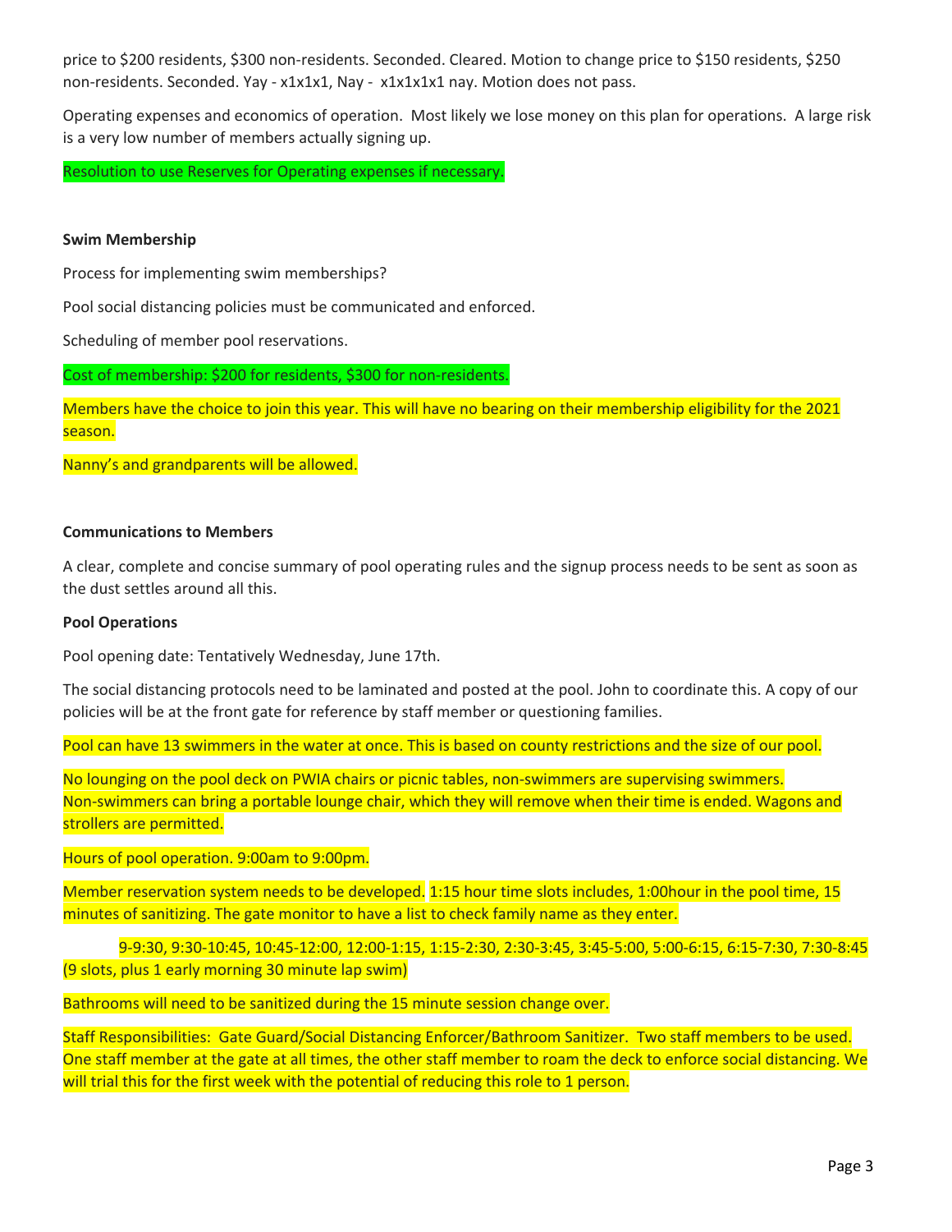price to $200 residents, $300 non-residents. Seconded. Cleared. Motion to change price to $150 residents, $250 non-residents. Seconded. Yay - x1x1x1, Nay - x1x1x1x1 nay. Motion does not pass.

Operating expenses and economics of operation. Most likely we lose money on this plan for operations. A large risk is a very low number of members actually signing up.

Resolution to use Reserves for Operating expenses if necessary.

**Swim Membership**

Process for implementing swim memberships?

Pool social distancing policies must be communicated and enforced.

Scheduling of member pool reservations.

Cost of membership: $200 for residents, $300 for non-residents.

Members have the choice to join this year. This will have no bearing on their membership eligibility for the 2021 season.

Nanny's and grandparents will be allowed.

**Communications to Members**

A clear, complete and concise summary of pool operating rules and the signup process needs to be sent as soon as the dust settles around all this.

**Pool Operations**

Pool opening date: Tentatively Wednesday, June 17th.

The social distancing protocols need to be laminated and posted at the pool. John to coordinate this. A copy of our policies will be at the front gate for reference by staff member or questioning families.

Pool can have 13 swimmers in the water at once. This is based on county restrictions and the size of our pool.

No lounging on the pool deck on PWIA chairs or picnic tables, non-swimmers are supervising swimmers. Non-swimmers can bring a portable lounge chair, which they will remove when their time is ended. Wagons and strollers are permitted.

Hours of pool operation. 9:00am to 9:00pm.

Member reservation system needs to be developed. 1:15 hour time slots includes, 1:00hour in the pool time, 15 minutes of sanitizing. The gate monitor to have a list to check family name as they enter.

9-9:30, 9:30-10:45, 10:45-12:00, 12:00-1:15, 1:15-2:30, 2:30-3:45, 3:45-5:00, 5:00-6:15, 6:15-7:30, 7:30-8:45 (9 slots, plus 1 early morning 30 minute lap swim)

Bathrooms will need to be sanitized during the 15 minute session change over.

Staff Responsibilities: Gate Guard/Social Distancing Enforcer/Bathroom Sanitizer. Two staff members to be used. One staff member at the gate at all times, the other staff member to roam the deck to enforce social distancing. We will trial this for the first week with the potential of reducing this role to 1 person.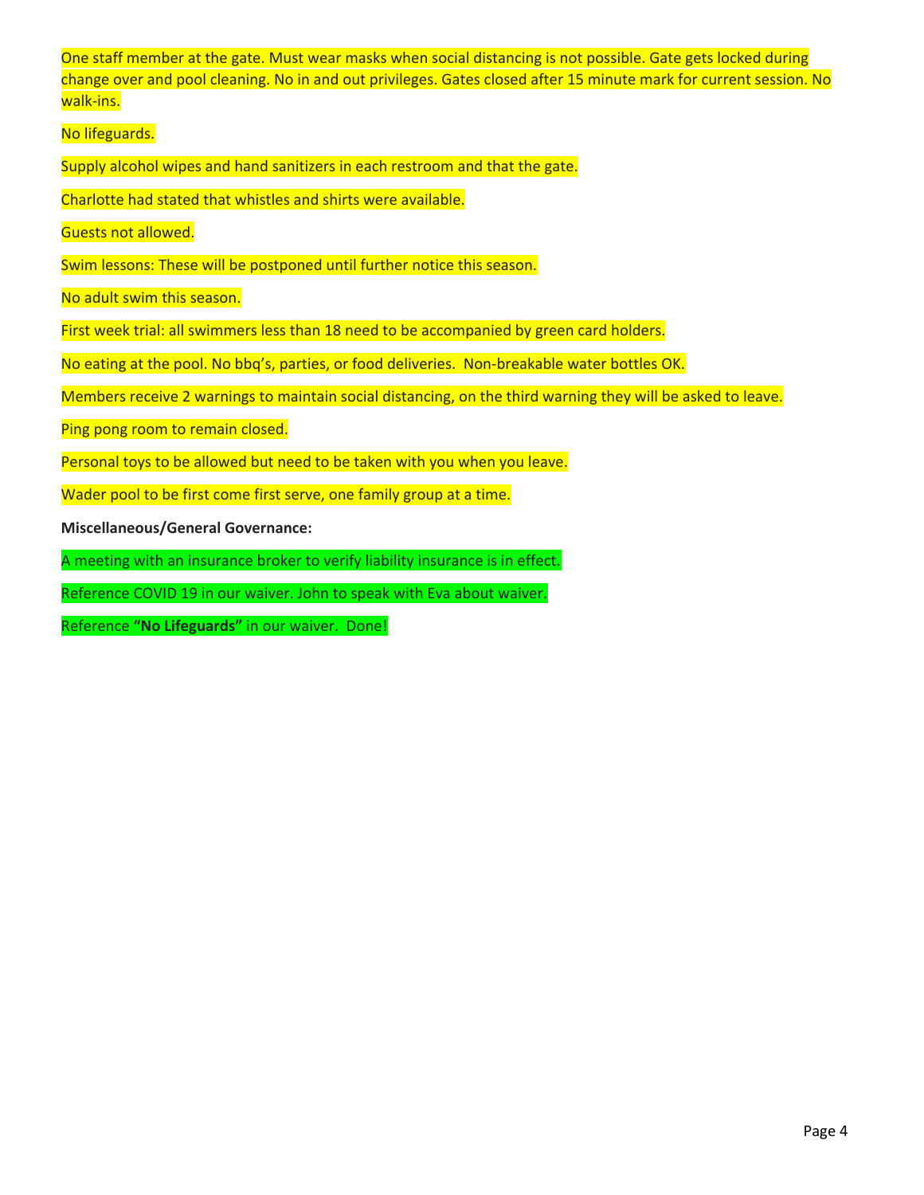One staff member at the gate. Must wear masks when social distancing is not possible. Gate gets locked during change over and pool cleaning. No in and out privileges. Gates closed after 15 minute mark for current session. No walk-ins.

No lifeguards.

Supply alcohol wipes and hand sanitizers in each restroom and that the gate.

Charlotte had stated that whistles and shirts were available.

Guests not allowed.

Swim lessons: These will be postponed until further notice this season.

No adult swim this season.

First week trial: all swimmers less than 18 need to be accompanied by green card holders.

No eating at the pool. No bbq's, parties, or food deliveries.  Non-breakable water bottles OK.

Members receive 2 warnings to maintain social distancing, on the third warning they will be asked to leave.

Ping pong room to remain closed.

Personal toys to be allowed but need to be taken with you when you leave.

Wader pool to be first come first serve, one family group at a time.

**Miscellaneous/General Governance:**

A meeting with an insurance broker to verify liability insurance is in effect.

Reference COVID 19 in our waiver. John to speak with Eva about waiver.

Reference **"No Lifeguards"** in our waiver.  Done!